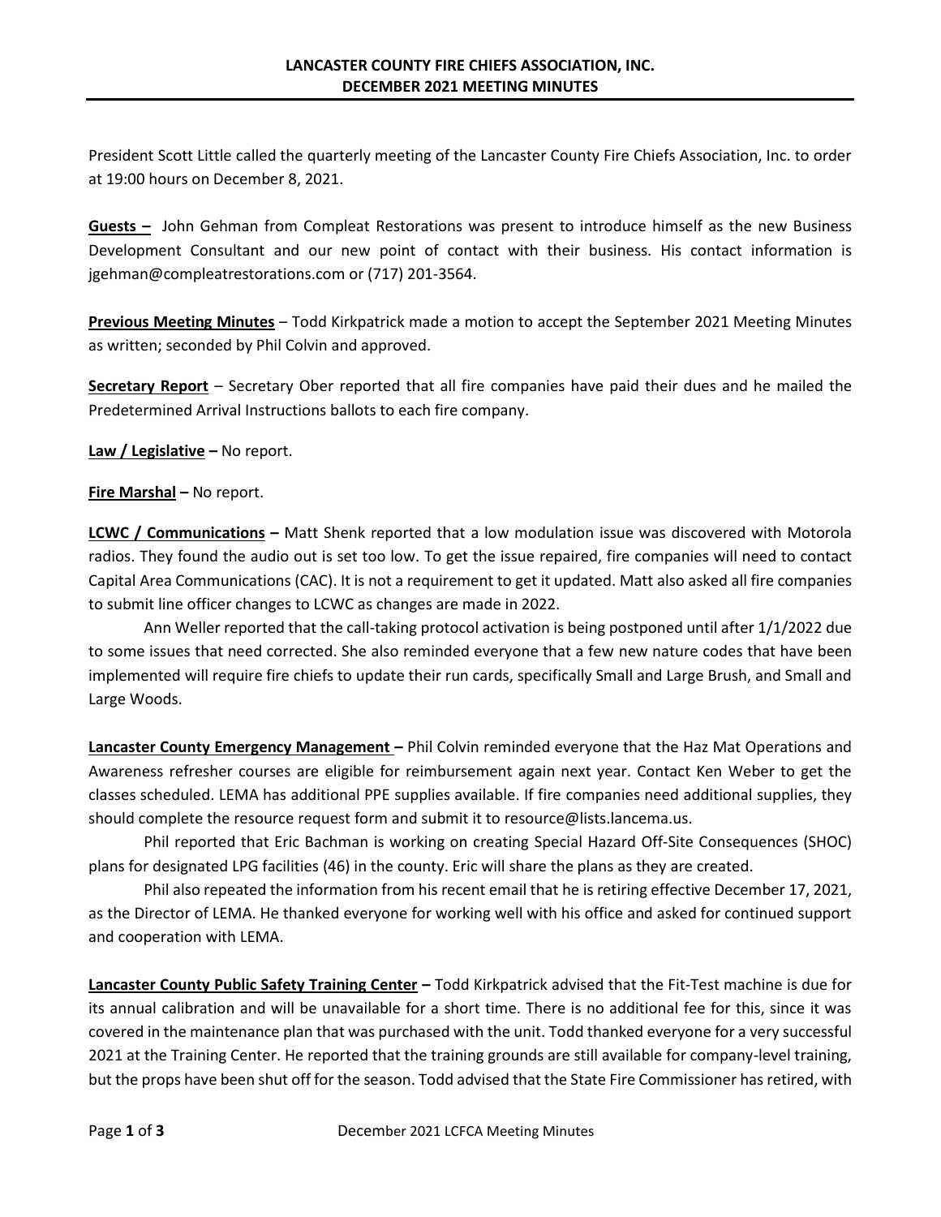# LANCASTER COUNTY FIRE CHIEFS ASSOCIATION, INC.
# DECEMBER 2021 MEETING MINUTES

President Scott Little called the quarterly meeting of the Lancaster County Fire Chiefs Association, Inc. to order at 19:00 hours on December 8, 2021.

**Guests –** John Gehman from Compleat Restorations was present to introduce himself as the new Business Development Consultant and our new point of contact with their business. His contact information is jgehman@compleatrestorations.com or (717) 201-3564.

**Previous Meeting Minutes** – Todd Kirkpatrick made a motion to accept the September 2021 Meeting Minutes as written; seconded by Phil Colvin and approved.

**Secretary Report** – Secretary Ober reported that all fire companies have paid their dues and he mailed the Predetermined Arrival Instructions ballots to each fire company.

**Law / Legislative –** No report.

**Fire Marshal –** No report.

**LCWC / Communications –** Matt Shenk reported that a low modulation issue was discovered with Motorola radios. They found the audio out is set too low. To get the issue repaired, fire companies will need to contact Capital Area Communications (CAC). It is not a requirement to get it updated. Matt also asked all fire companies to submit line officer changes to LCWC as changes are made in 2022.

Ann Weller reported that the call-taking protocol activation is being postponed until after 1/1/2022 due to some issues that need corrected. She also reminded everyone that a few new nature codes that have been implemented will require fire chiefs to update their run cards, specifically Small and Large Brush, and Small and Large Woods.

**Lancaster County Emergency Management –** Phil Colvin reminded everyone that the Haz Mat Operations and Awareness refresher courses are eligible for reimbursement again next year. Contact Ken Weber to get the classes scheduled. LEMA has additional PPE supplies available. If fire companies need additional supplies, they should complete the resource request form and submit it to resource@lists.lancema.us.

Phil reported that Eric Bachman is working on creating Special Hazard Off-Site Consequences (SHOC) plans for designated LPG facilities (46) in the county. Eric will share the plans as they are created.

Phil also repeated the information from his recent email that he is retiring effective December 17, 2021, as the Director of LEMA. He thanked everyone for working well with his office and asked for continued support and cooperation with LEMA.

**Lancaster County Public Safety Training Center –** Todd Kirkpatrick advised that the Fit-Test machine is due for its annual calibration and will be unavailable for a short time. There is no additional fee for this, since it was covered in the maintenance plan that was purchased with the unit. Todd thanked everyone for a very successful 2021 at the Training Center. He reported that the training grounds are still available for company-level training, but the props have been shut off for the season. Todd advised that the State Fire Commissioner has retired, with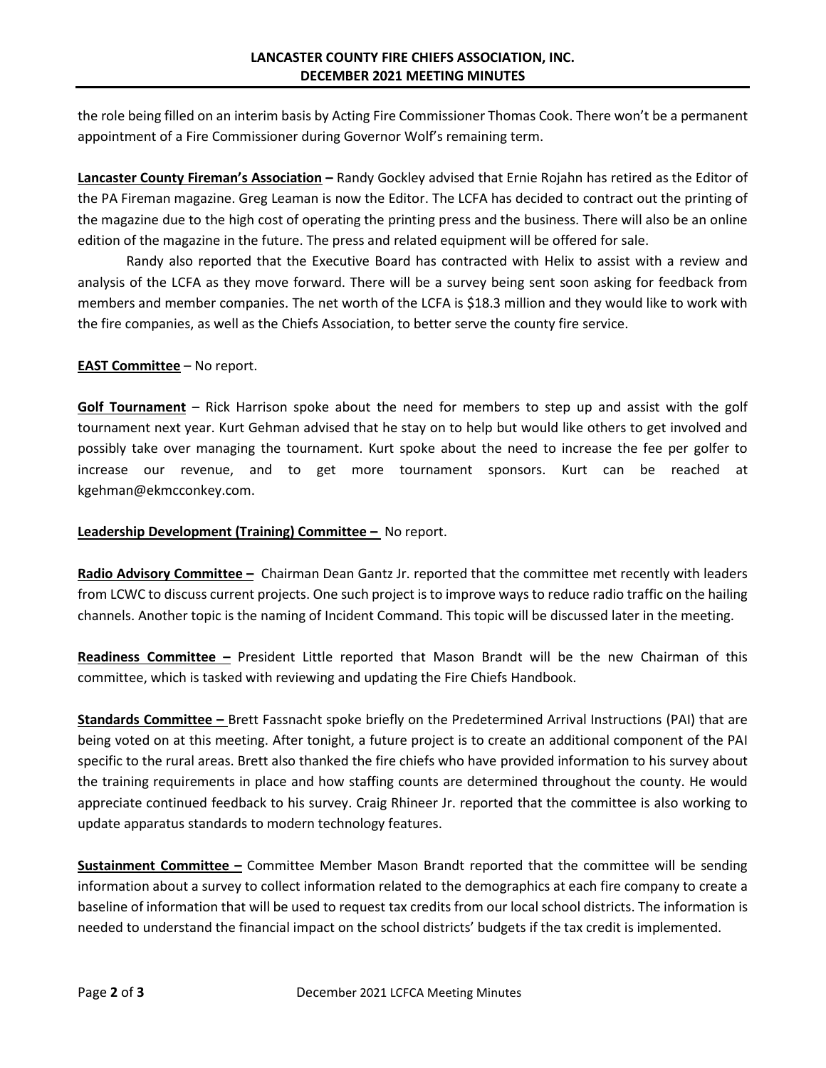the role being filled on an interim basis by Acting Fire Commissioner Thomas Cook. There won't be a permanent appointment of a Fire Commissioner during Governor Wolf's remaining term.

**Lancaster County Fireman's Association –** Randy Gockley advised that Ernie Rojahn has retired as the Editor of the PA Fireman magazine. Greg Leaman is now the Editor. The LCFA has decided to contract out the printing of the magazine due to the high cost of operating the printing press and the business. There will also be an online edition of the magazine in the future. The press and related equipment will be offered for sale.

Randy also reported that the Executive Board has contracted with Helix to assist with a review and analysis of the LCFA as they move forward. There will be a survey being sent soon asking for feedback from members and member companies. The net worth of the LCFA is $18.3 million and they would like to work with the fire companies, as well as the Chiefs Association, to better serve the county fire service.

**EAST Committee** – No report.

**Golf Tournament** – Rick Harrison spoke about the need for members to step up and assist with the golf tournament next year. Kurt Gehman advised that he stay on to help but would like others to get involved and possibly take over managing the tournament. Kurt spoke about the need to increase the fee per golfer to increase our revenue, and to get more tournament sponsors. Kurt can be reached at kgehman@ekmcconkey.com.

**Leadership Development (Training) Committee –** No report.

**Radio Advisory Committee –** Chairman Dean Gantz Jr. reported that the committee met recently with leaders from LCWC to discuss current projects. One such project is to improve ways to reduce radio traffic on the hailing channels. Another topic is the naming of Incident Command. This topic will be discussed later in the meeting.

**Readiness Committee –** President Little reported that Mason Brandt will be the new Chairman of this committee, which is tasked with reviewing and updating the Fire Chiefs Handbook.

**Standards Committee –** Brett Fassnacht spoke briefly on the Predetermined Arrival Instructions (PAI) that are being voted on at this meeting. After tonight, a future project is to create an additional component of the PAI specific to the rural areas. Brett also thanked the fire chiefs who have provided information to his survey about the training requirements in place and how staffing counts are determined throughout the county. He would appreciate continued feedback to his survey. Craig Rhineer Jr. reported that the committee is also working to update apparatus standards to modern technology features.

**Sustainment Committee –** Committee Member Mason Brandt reported that the committee will be sending information about a survey to collect information related to the demographics at each fire company to create a baseline of information that will be used to request tax credits from our local school districts. The information is needed to understand the financial impact on the school districts' budgets if the tax credit is implemented.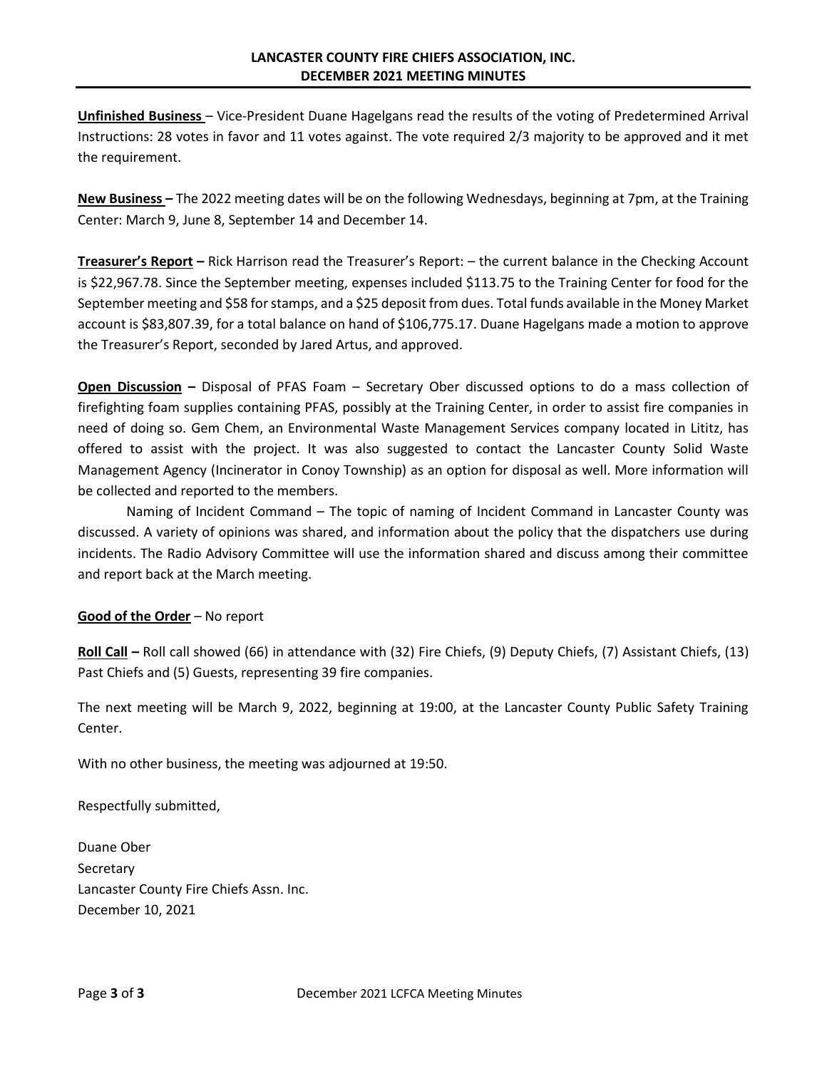**Unfinished Business** – Vice-President Duane Hagelgans read the results of the voting of Predetermined Arrival Instructions: 28 votes in favor and 11 votes against. The vote required 2/3 majority to be approved and it met the requirement.

**New Business –** The 2022 meeting dates will be on the following Wednesdays, beginning at 7pm, at the Training Center: March 9, June 8, September 14 and December 14.

**Treasurer's Report –** Rick Harrison read the Treasurer's Report: – the current balance in the Checking Account is $22,967.78. Since the September meeting, expenses included $113.75 to the Training Center for food for the September meeting and $58 for stamps, and a $25 deposit from dues. Total funds available in the Money Market account is $83,807.39, for a total balance on hand of $106,775.17. Duane Hagelgans made a motion to approve the Treasurer's Report, seconded by Jared Artus, and approved.

**Open Discussion –** Disposal of PFAS Foam – Secretary Ober discussed options to do a mass collection of firefighting foam supplies containing PFAS, possibly at the Training Center, in order to assist fire companies in need of doing so. Gem Chem, an Environmental Waste Management Services company located in Lititz, has offered to assist with the project. It was also suggested to contact the Lancaster County Solid Waste Management Agency (Incinerator in Conoy Township) as an option for disposal as well. More information will be collected and reported to the members.

Naming of Incident Command – The topic of naming of Incident Command in Lancaster County was discussed. A variety of opinions was shared, and information about the policy that the dispatchers use during incidents. The Radio Advisory Committee will use the information shared and discuss among their committee and report back at the March meeting.

**Good of the Order** – No report

**Roll Call –** Roll call showed (66) in attendance with (32) Fire Chiefs, (9) Deputy Chiefs, (7) Assistant Chiefs, (13) Past Chiefs and (5) Guests, representing 39 fire companies.

The next meeting will be March 9, 2022, beginning at 19:00, at the Lancaster County Public Safety Training Center.

With no other business, the meeting was adjourned at 19:50.

Respectfully submitted,

Duane Ober
Secretary
Lancaster County Fire Chiefs Assn. Inc.
December 10, 2021